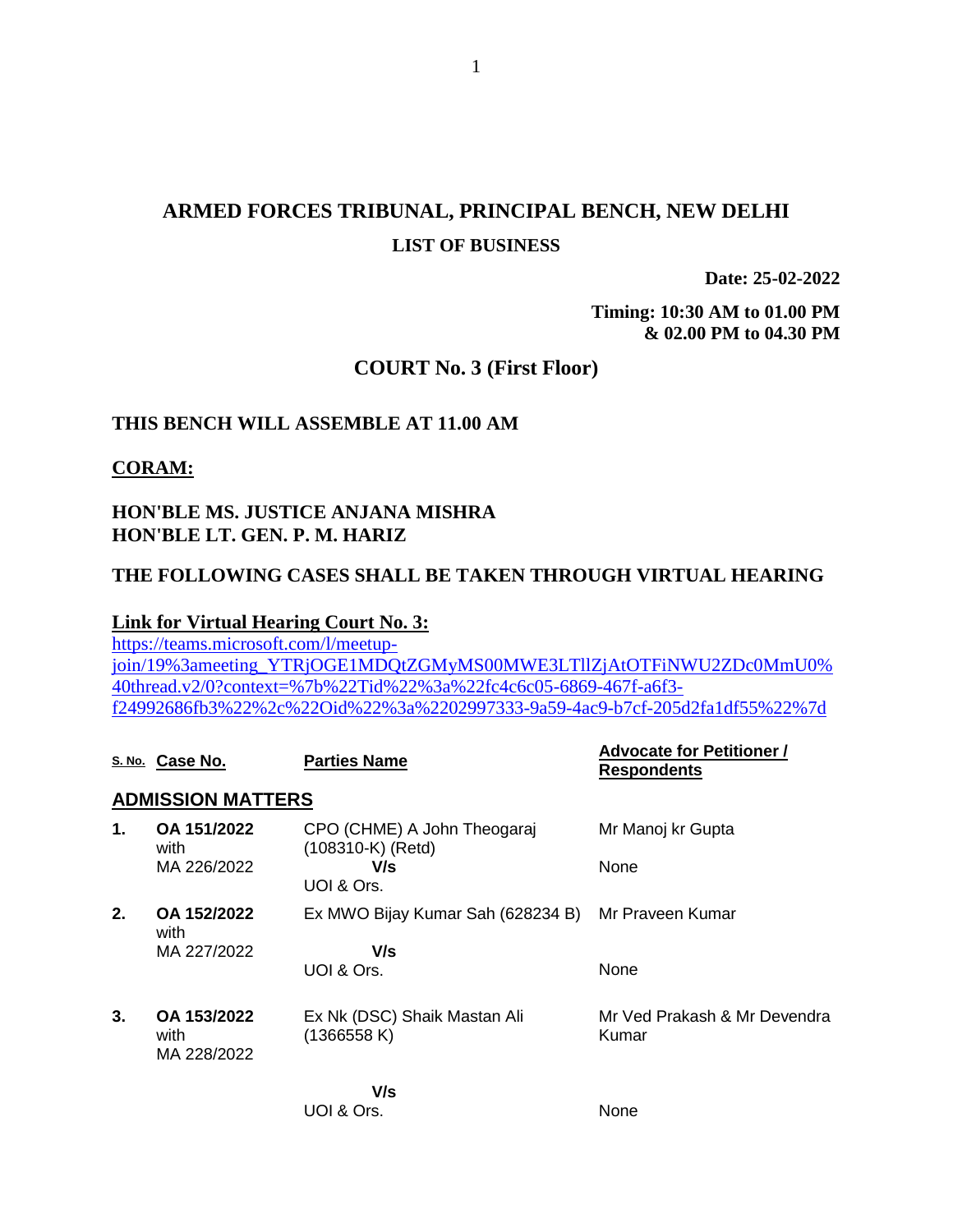# ARMED FORCES TRIBUNAL, PRINCIPAL BENCH, NEW DELHI

## LIST OF BUSINESS

**Date: 25-02-2022**

**Timing: 10:30 AM to 01.00 PM & 02.00 PM to 04.30 PM**

## COURT No. 3 (First Floor)

**THIS BENCH WILL ASSEMBLE AT 11.00 AM**

**CORAM:**

**HON'BLE MS. JUSTICE ANJANA MISHRA**
**HON'BLE LT. GEN. P. M. HARIZ**

**THE FOLLOWING CASES SHALL BE TAKEN THROUGH VIRTUAL HEARING**

**Link for Virtual Hearing Court No. 3:**
https://teams.microsoft.com/l/meetup-join/19%3ameeting_YTRjOGE1MDQtZGMyMS00MWE3LTllZjAtOTFiNWU2ZDc0MmU0%40thread.v2/0?context=%7b%22Tid%22%3a%22fc4c6c05-6869-467f-a6f3-f24992686fb3%22%2c%22Oid%22%3a%2202997333-9a59-4ac9-b7cf-205d2fa1df55%22%7d

| S. No. | Case No. | Parties Name | Advocate for Petitioner / Respondents |
|---|---|---|---|
| **ADMISSION MATTERS** | | | |
| **1.** | **OA 151/2022** with MA 226/2022 | CPO (CHME) A John Theogaraj (108310-K) (Retd) **V/s** UOI & Ors. | Mr Manoj kr Gupta<br>None |
| **2.** | **OA 152/2022** with MA 227/2022 | Ex MWO Bijay Kumar Sah (628234 B) **V/s** UOI & Ors. | Mr Praveen Kumar<br>None |
| **3.** | **OA 153/2022** with MA 228/2022 | Ex Nk (DSC) Shaik Mastan Ali (1366558 K) **V/s** UOI & Ors. | Mr Ved Prakash & Mr Devendra Kumar<br>None |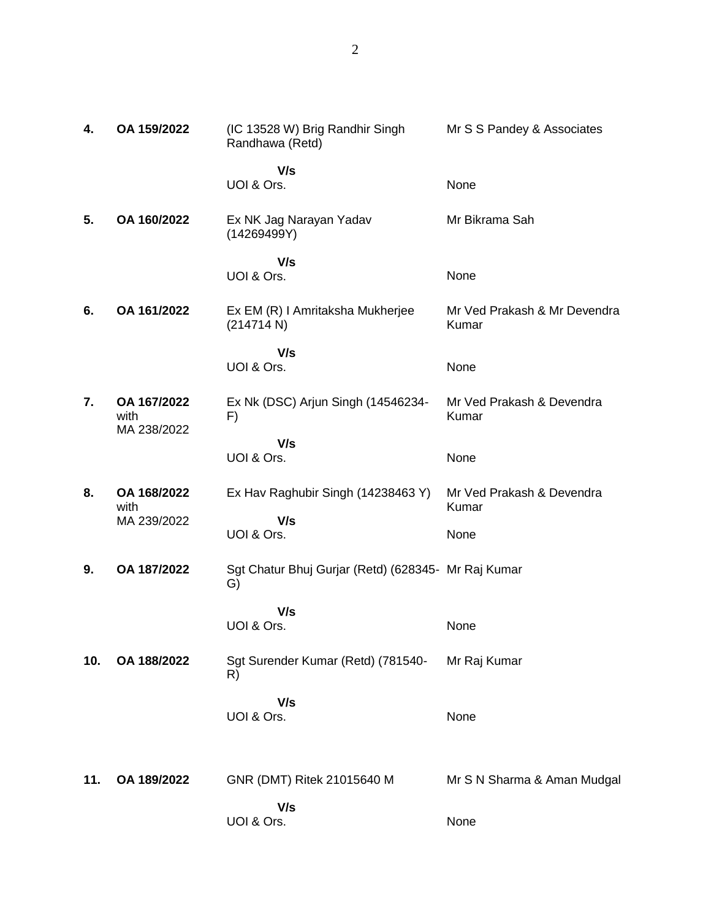| | | | |
|---|---|---|---|
| **4.** | **OA 159/2022** | (IC 13528 W) Brig Randhir Singh Randhawa (Retd) | Mr S S Pandey & Associates |
| | | **V/s** | |
| | | UOI & Ors. | None |
| **5.** | **OA 160/2022** | Ex NK Jag Narayan Yadav (14269499Y) | Mr Bikrama Sah |
| | | **V/s** | |
| | | UOI & Ors. | None |
| **6.** | **OA 161/2022** | Ex EM (R) I Amritaksha Mukherjee (214714 N) | Mr Ved Prakash & Mr Devendra Kumar |
| | | **V/s** | |
| | | UOI & Ors. | None |
| **7.** | **OA 167/2022** with MA 238/2022 | Ex Nk (DSC) Arjun Singh (14546234-F) | Mr Ved Prakash & Devendra Kumar |
| | | **V/s** | |
| | | UOI & Ors. | None |
| **8.** | **OA 168/2022** with MA 239/2022 | Ex Hav Raghubir Singh (14238463 Y) | Mr Ved Prakash & Devendra Kumar |
| | | **V/s** | |
| | | UOI & Ors. | None |
| **9.** | **OA 187/2022** | Sgt Chatur Bhuj Gurjar (Retd) (628345-G) | Mr Raj Kumar |
| | | **V/s** | |
| | | UOI & Ors. | None |
| **10.** | **OA 188/2022** | Sgt Surender Kumar (Retd) (781540-R) | Mr Raj Kumar |
| | | **V/s** | |
| | | UOI & Ors. | None |
| **11.** | **OA 189/2022** | GNR (DMT) Ritek 21015640 M | Mr S N Sharma & Aman Mudgal |
| | | **V/s** | |
| | | UOI & Ors. | None |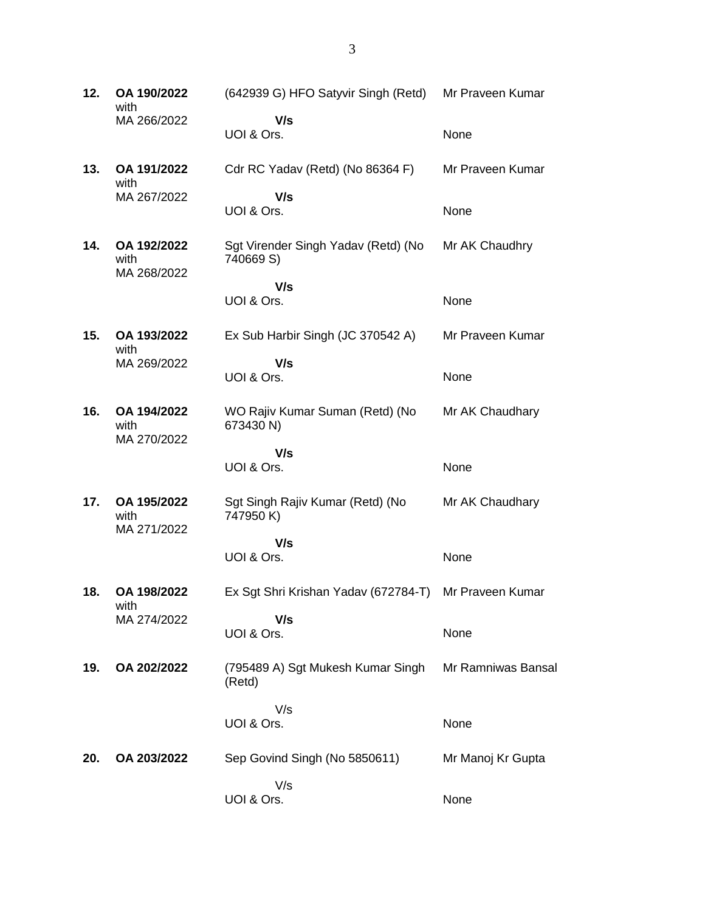| | | | |
|---|---|---|---|
| **12.** | **OA 190/2022** with MA 266/2022 | (642939 G) HFO Satyvir Singh (Retd) **V/s** UOI & Ors. | Mr Praveen Kumar<br><br>None |
| **13.** | **OA 191/2022** with MA 267/2022 | Cdr RC Yadav (Retd) (No 86364 F) **V/s** UOI & Ors. | Mr Praveen Kumar<br><br>None |
| **14.** | **OA 192/2022** with MA 268/2022 | Sgt Virender Singh Yadav (Retd) (No 740669 S) **V/s** UOI & Ors. | Mr AK Chaudhry<br><br>None |
| **15.** | **OA 193/2022** with MA 269/2022 | Ex Sub Harbir Singh (JC 370542 A) **V/s** UOI & Ors. | Mr Praveen Kumar<br><br>None |
| **16.** | **OA 194/2022** with MA 270/2022 | WO Rajiv Kumar Suman (Retd) (No 673430 N) **V/s** UOI & Ors. | Mr AK Chaudhary<br><br>None |
| **17.** | **OA 195/2022** with MA 271/2022 | Sgt Singh Rajiv Kumar (Retd) (No 747950 K) **V/s** UOI & Ors. | Mr AK Chaudhary<br><br>None |
| **18.** | **OA 198/2022** with MA 274/2022 | Ex Sgt Shri Krishan Yadav (672784-T) **V/s** UOI & Ors. | Mr Praveen Kumar<br><br>None |
| **19.** | **OA 202/2022** | (795489 A) Sgt Mukesh Kumar Singh (Retd) V/s UOI & Ors. | Mr Ramniwas Bansal<br><br>None |
| **20.** | **OA 203/2022** | Sep Govind Singh (No 5850611) V/s UOI & Ors. | Mr Manoj Kr Gupta<br><br>None |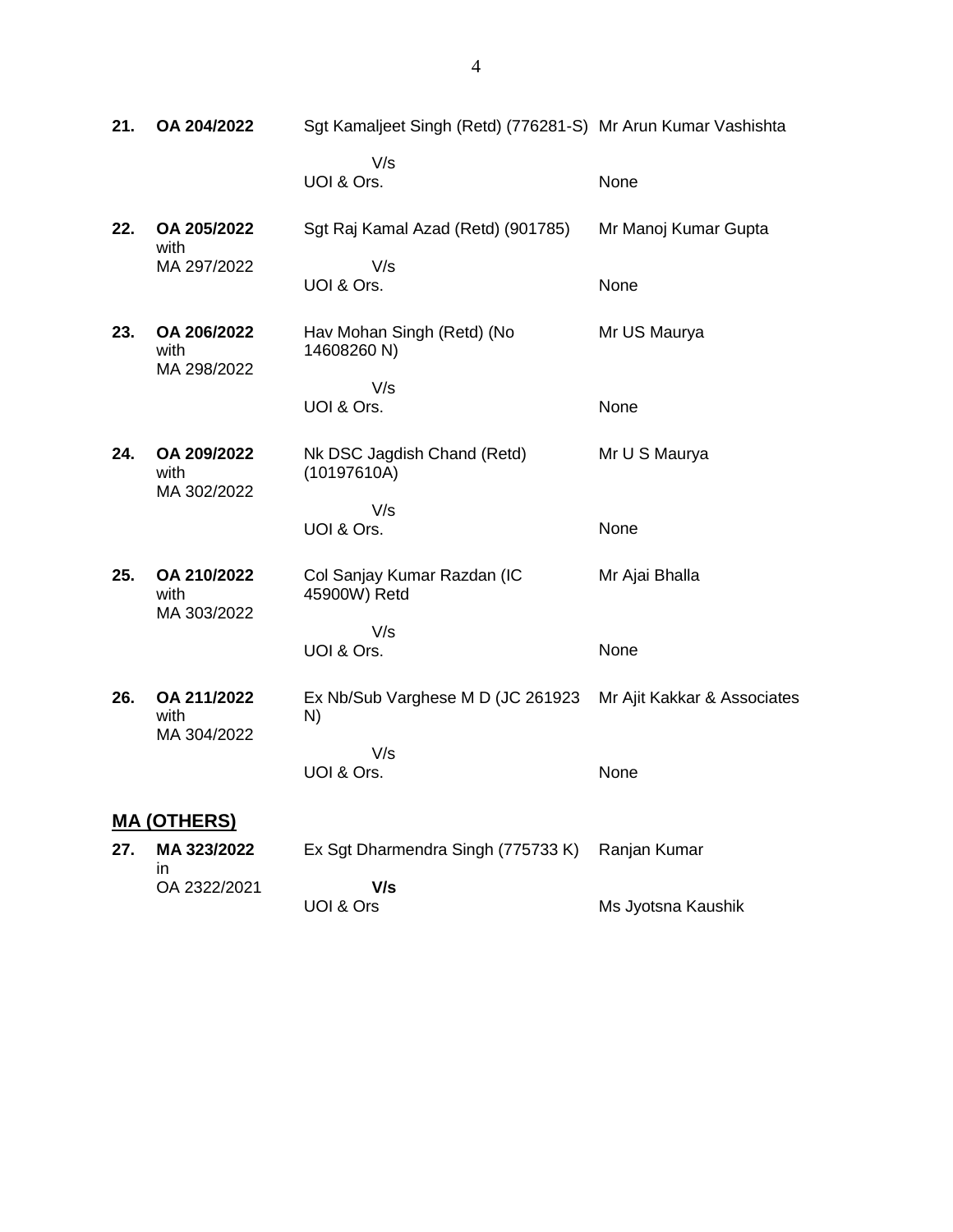| | | | |
|---|---|---|---|
| **21.** | **OA 204/2022** | Sgt Kamaljeet Singh (Retd) (776281-S) V/s UOI & Ors. | Mr Arun Kumar Vashishta <br> None |
| **22.** | **OA 205/2022** with MA 297/2022 | Sgt Raj Kamal Azad (Retd) (901785) V/s UOI & Ors. | Mr Manoj Kumar Gupta <br> None |
| **23.** | **OA 206/2022** with MA 298/2022 | Hav Mohan Singh (Retd) (No 14608260 N) V/s UOI & Ors. | Mr US Maurya <br> None |
| **24.** | **OA 209/2022** with MA 302/2022 | Nk DSC Jagdish Chand (Retd) (10197610A) V/s UOI & Ors. | Mr U S Maurya <br> None |
| **25.** | **OA 210/2022** with MA 303/2022 | Col Sanjay Kumar Razdan (IC 45900W) Retd V/s UOI & Ors. | Mr Ajai Bhalla <br> None |
| **26.** | **OA 211/2022** with MA 304/2022 | Ex Nb/Sub Varghese M D (JC 261923 N) V/s UOI & Ors. | Mr Ajit Kakkar & Associates <br> None |

## MA (OTHERS)

| | | | |
|---|---|---|---|
| **27.** | **MA 323/2022** in OA 2322/2021 | Ex Sgt Dharmendra Singh (775733 K) **V/s** UOI & Ors | Ranjan Kumar <br> Ms Jyotsna Kaushik |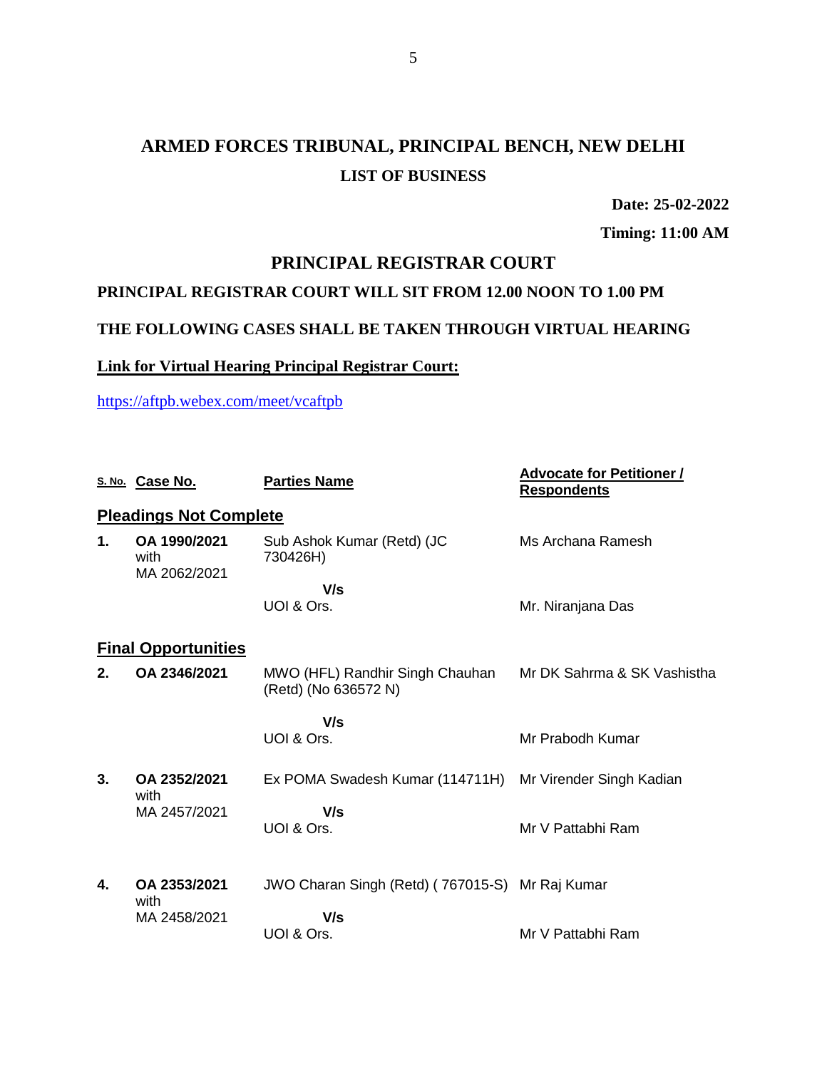# ARMED FORCES TRIBUNAL, PRINCIPAL BENCH, NEW DELHI

## LIST OF BUSINESS

**Date: 25-02-2022**

**Timing: 11:00 AM**

## PRINCIPAL REGISTRAR COURT

**PRINCIPAL REGISTRAR COURT WILL SIT FROM 12.00 NOON TO 1.00 PM**

**THE FOLLOWING CASES SHALL BE TAKEN THROUGH VIRTUAL HEARING**

**Link for Virtual Hearing Principal Registrar Court:**

https://aftpb.webex.com/meet/vcaftpb

| S. No. | Case No. | Parties Name | Advocate for Petitioner / Respondents |
|---|---|---|---|
| **Pleadings Not Complete** | | | |
| **1.** | **OA 1990/2021** with MA 2062/2021 | Sub Ashok Kumar (Retd) (JC 730426H) **V/s** UOI & Ors. | Ms Archana Ramesh<br>Mr. Niranjana Das |
| **Final Opportunities** | | | |
| **2.** | **OA 2346/2021** | MWO (HFL) Randhir Singh Chauhan (Retd) (No 636572 N) **V/s** UOI & Ors. | Mr DK Sahrma & SK Vashistha<br>Mr Prabodh Kumar |
| **3.** | **OA 2352/2021** with MA 2457/2021 | Ex POMA Swadesh Kumar (114711H) **V/s** UOI & Ors. | Mr Virender Singh Kadian<br>Mr V Pattabhi Ram |
| **4.** | **OA 2353/2021** with MA 2458/2021 | JWO Charan Singh (Retd) ( 767015-S) **V/s** UOI & Ors. | Mr Raj Kumar<br>Mr V Pattabhi Ram |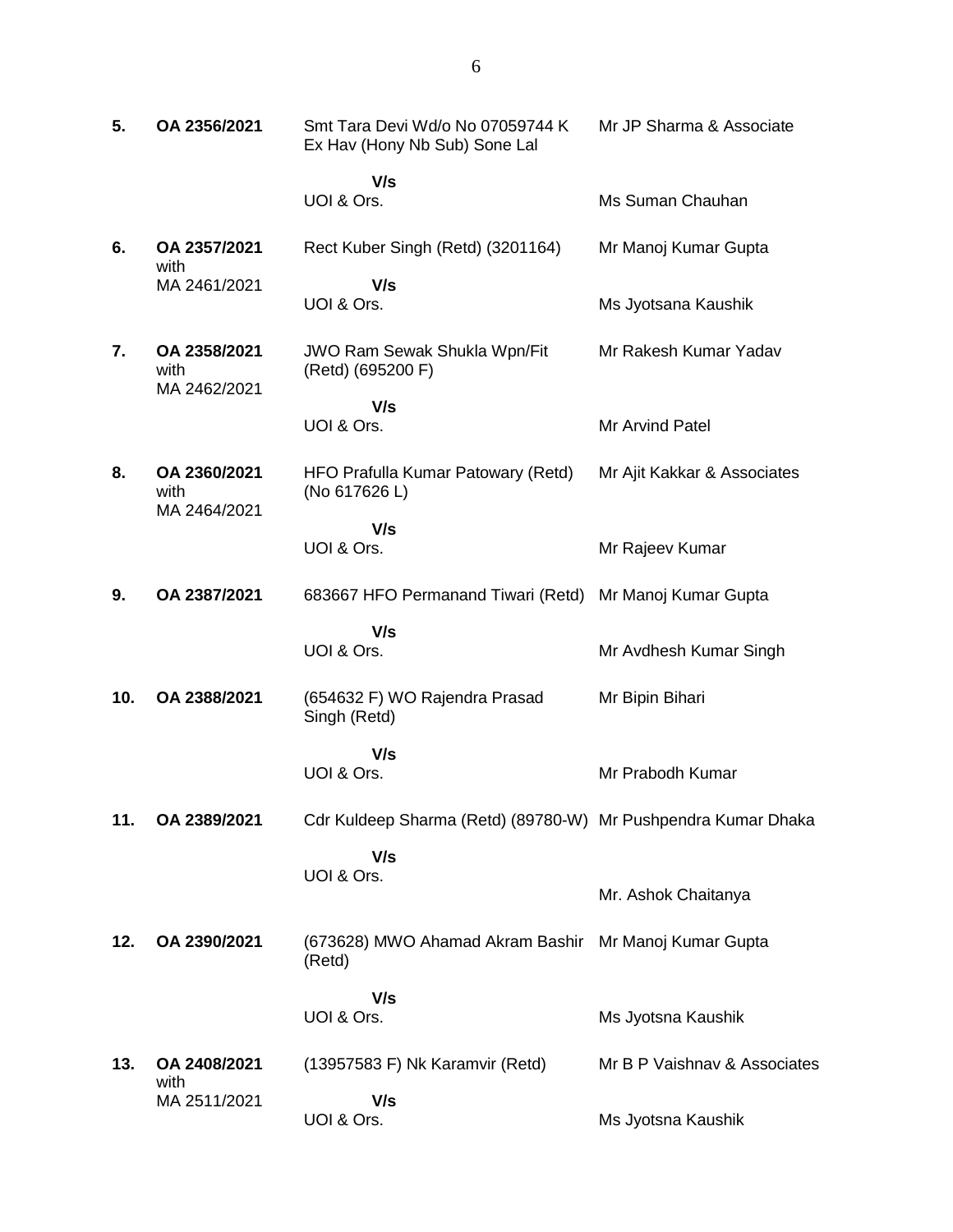| | | | |
|---|---|---|---|
| **5.** | **OA 2356/2021** | Smt Tara Devi Wd/o No 07059744 K Ex Hav (Hony Nb Sub) Sone Lal<br><br>**V/s**<br>UOI & Ors. | Mr JP Sharma & Associate<br><br><br>Ms Suman Chauhan |
| **6.** | **OA 2357/2021** with MA 2461/2021 | Rect Kuber Singh (Retd) (3201164)<br><br>**V/s**<br>UOI & Ors. | Mr Manoj Kumar Gupta<br><br><br>Ms Jyotsana Kaushik |
| **7.** | **OA 2358/2021** with MA 2462/2021 | JWO Ram Sewak Shukla Wpn/Fit (Retd) (695200 F)<br><br>**V/s**<br>UOI & Ors. | Mr Rakesh Kumar Yadav<br><br><br>Mr Arvind Patel |
| **8.** | **OA 2360/2021** with MA 2464/2021 | HFO Prafulla Kumar Patowary (Retd) (No 617626 L)<br><br>**V/s**<br>UOI & Ors. | Mr Ajit Kakkar & Associates<br><br><br>Mr Rajeev Kumar |
| **9.** | **OA 2387/2021** | 683667 HFO Permanand Tiwari (Retd)<br><br>**V/s**<br>UOI & Ors. | Mr Manoj Kumar Gupta<br><br><br>Mr Avdhesh Kumar Singh |
| **10.** | **OA 2388/2021** | (654632 F) WO Rajendra Prasad Singh (Retd)<br><br>**V/s**<br>UOI & Ors. | Mr Bipin Bihari<br><br><br>Mr Prabodh Kumar |
| **11.** | **OA 2389/2021** | Cdr Kuldeep Sharma (Retd) (89780-W)<br><br>**V/s**<br>UOI & Ors. | Mr Pushpendra Kumar Dhaka<br><br><br>Mr. Ashok Chaitanya |
| **12.** | **OA 2390/2021** | (673628) MWO Ahamad Akram Bashir (Retd)<br><br>**V/s**<br>UOI & Ors. | Mr Manoj Kumar Gupta<br><br><br>Ms Jyotsna Kaushik |
| **13.** | **OA 2408/2021** with MA 2511/2021 | (13957583 F) Nk Karamvir (Retd)<br><br>**V/s**<br>UOI & Ors. | Mr B P Vaishnav & Associates<br><br><br>Ms Jyotsna Kaushik |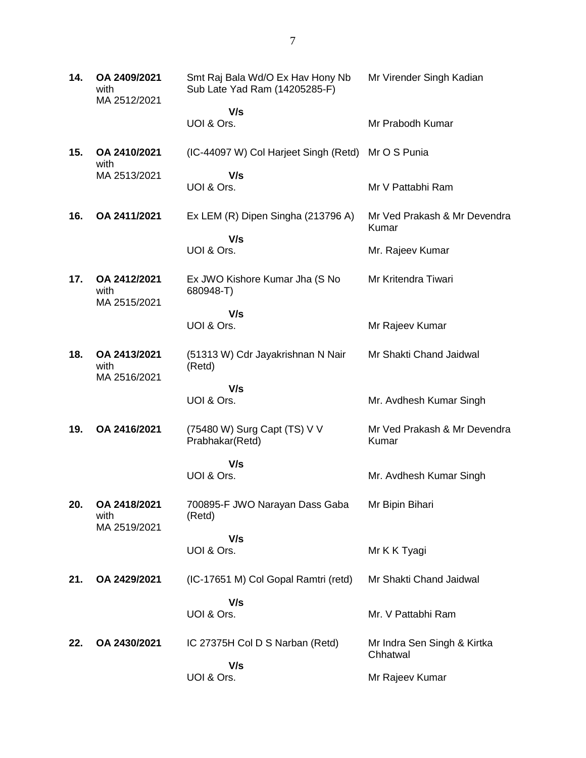| | | | |
|---|---|---|---|
| **14.** | **OA 2409/2021** with MA 2512/2021 | Smt Raj Bala Wd/O Ex Hav Hony Nb Sub Late Yad Ram (14205285-F)<br>**V/s**<br>UOI & Ors. | Mr Virender Singh Kadian<br><br>Mr Prabodh Kumar |
| **15.** | **OA 2410/2021** with MA 2513/2021 | (IC-44097 W) Col Harjeet Singh (Retd)<br>**V/s**<br>UOI & Ors. | Mr O S Punia<br><br>Mr V Pattabhi Ram |
| **16.** | **OA 2411/2021** | Ex LEM (R) Dipen Singha (213796 A)<br>**V/s**<br>UOI & Ors. | Mr Ved Prakash & Mr Devendra Kumar<br><br>Mr. Rajeev Kumar |
| **17.** | **OA 2412/2021** with MA 2515/2021 | Ex JWO Kishore Kumar Jha (S No 680948-T)<br>**V/s**<br>UOI & Ors. | Mr Kritendra Tiwari<br><br>Mr Rajeev Kumar |
| **18.** | **OA 2413/2021** with MA 2516/2021 | (51313 W) Cdr Jayakrishnan N Nair (Retd)<br>**V/s**<br>UOI & Ors. | Mr Shakti Chand Jaidwal<br><br>Mr. Avdhesh Kumar Singh |
| **19.** | **OA 2416/2021** | (75480 W) Surg Capt (TS) V V Prabhakar(Retd)<br>**V/s**<br>UOI & Ors. | Mr Ved Prakash & Mr Devendra Kumar<br><br>Mr. Avdhesh Kumar Singh |
| **20.** | **OA 2418/2021** with MA 2519/2021 | 700895-F JWO Narayan Dass Gaba (Retd)<br>**V/s**<br>UOI & Ors. | Mr Bipin Bihari<br><br>Mr K K Tyagi |
| **21.** | **OA 2429/2021** | (IC-17651 M) Col Gopal Ramtri (retd)<br>**V/s**<br>UOI & Ors. | Mr Shakti Chand Jaidwal<br><br>Mr. V Pattabhi Ram |
| **22.** | **OA 2430/2021** | IC 27375H Col D S Narban (Retd)<br>**V/s**<br>UOI & Ors. | Mr Indra Sen Singh & Kirtka Chhatwal<br><br>Mr Rajeev Kumar |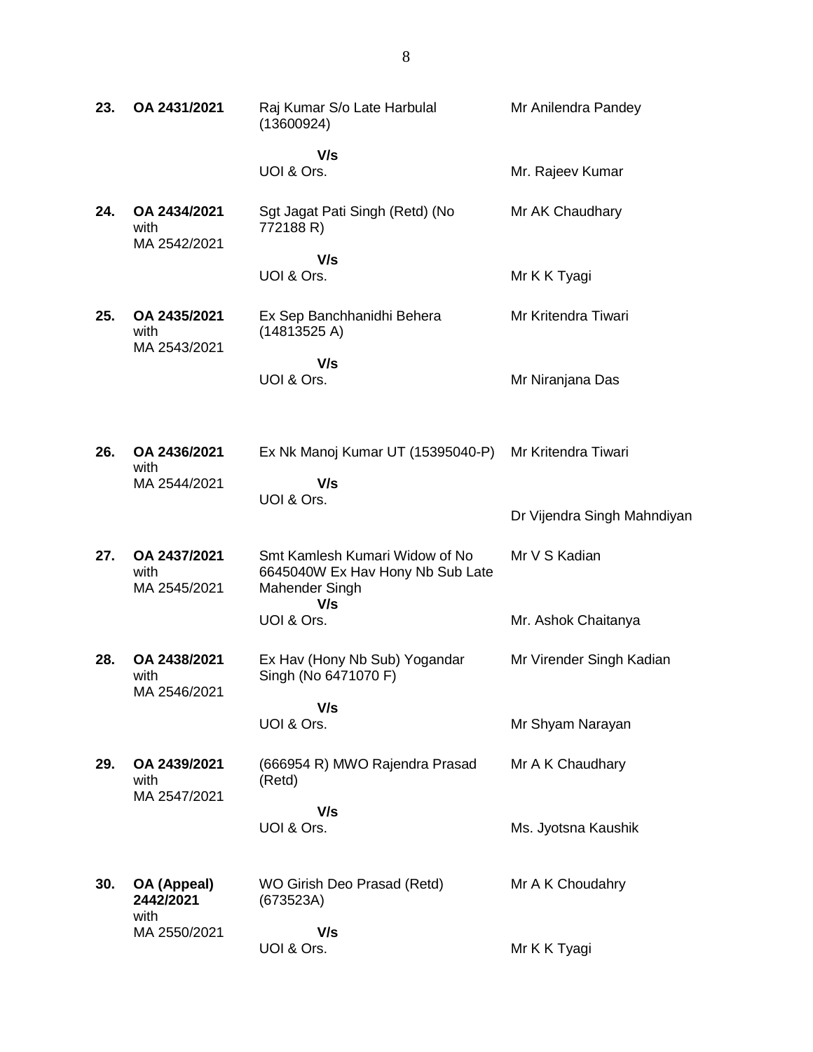| | | | |
|---|---|---|---|
| **23.** | **OA 2431/2021** | Raj Kumar S/o Late Harbulal (13600924)<br><br>**V/s**<br>UOI & Ors. | Mr Anilendra Pandey<br><br><br>Mr. Rajeev Kumar |
| **24.** | **OA 2434/2021** with MA 2542/2021 | Sgt Jagat Pati Singh (Retd) (No 772188 R)<br><br>**V/s**<br>UOI & Ors. | Mr AK Chaudhary<br><br><br>Mr K K Tyagi |
| **25.** | **OA 2435/2021** with MA 2543/2021 | Ex Sep Banchhanidhi Behera (14813525 A)<br><br>**V/s**<br>UOI & Ors. | Mr Kritendra Tiwari<br><br><br>Mr Niranjana Das |
| **26.** | **OA 2436/2021** with MA 2544/2021 | Ex Nk Manoj Kumar UT (15395040-P)<br><br>**V/s**<br>UOI & Ors. | Mr Kritendra Tiwari<br><br><br>Dr Vijendra Singh Mahndiyan |
| **27.** | **OA 2437/2021** with MA 2545/2021 | Smt Kamlesh Kumari Widow of No 6645040W Ex Hav Hony Nb Sub Late Mahender Singh<br>**V/s**<br>UOI & Ors. | Mr V S Kadian<br><br><br>Mr. Ashok Chaitanya |
| **28.** | **OA 2438/2021** with MA 2546/2021 | Ex Hav (Hony Nb Sub) Yogandar Singh (No 6471070 F)<br><br>**V/s**<br>UOI & Ors. | Mr Virender Singh Kadian<br><br><br>Mr Shyam Narayan |
| **29.** | **OA 2439/2021** with MA 2547/2021 | (666954 R) MWO Rajendra Prasad (Retd)<br><br>**V/s**<br>UOI & Ors. | Mr A K Chaudhary<br><br><br>Ms. Jyotsna Kaushik |
| **30.** | **OA (Appeal) 2442/2021** with MA 2550/2021 | WO Girish Deo Prasad (Retd) (673523A)<br><br>**V/s**<br>UOI & Ors. | Mr A K Choudahry<br><br><br>Mr K K Tyagi |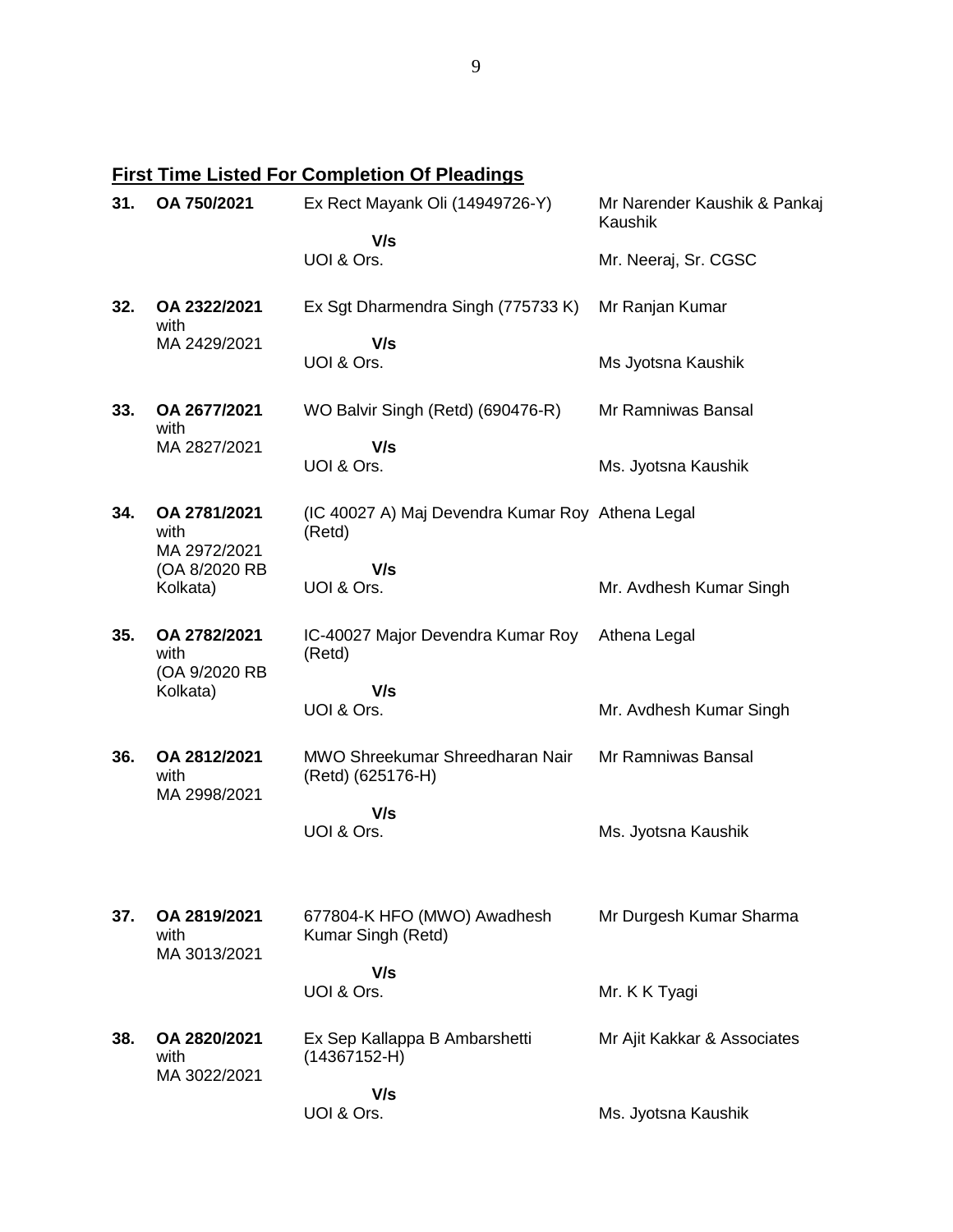## First Time Listed For Completion Of Pleadings

| | | | |
|---|---|---|---|
| **31.** | **OA 750/2021** | Ex Rect Mayank Oli (14949726-Y)<br>**V/s**<br>UOI & Ors. | Mr Narender Kaushik & Pankaj Kaushik<br><br>Mr. Neeraj, Sr. CGSC |
| **32.** | **OA 2322/2021** with MA 2429/2021 | Ex Sgt Dharmendra Singh (775733 K)<br>**V/s**<br>UOI & Ors. | Mr Ranjan Kumar<br><br>Ms Jyotsna Kaushik |
| **33.** | **OA 2677/2021** with MA 2827/2021 | WO Balvir Singh (Retd) (690476-R)<br>**V/s**<br>UOI & Ors. | Mr Ramniwas Bansal<br><br>Ms. Jyotsna Kaushik |
| **34.** | **OA 2781/2021** with MA 2972/2021 (OA 8/2020 RB Kolkata) | (IC 40027 A) Maj Devendra Kumar Roy (Retd)<br>**V/s**<br>UOI & Ors. | Athena Legal<br><br>Mr. Avdhesh Kumar Singh |
| **35.** | **OA 2782/2021** with (OA 9/2020 RB Kolkata) | IC-40027 Major Devendra Kumar Roy (Retd)<br>**V/s**<br>UOI & Ors. | Athena Legal<br><br>Mr. Avdhesh Kumar Singh |
| **36.** | **OA 2812/2021** with MA 2998/2021 | MWO Shreekumar Shreedharan Nair (Retd) (625176-H)<br>**V/s**<br>UOI & Ors. | Mr Ramniwas Bansal<br><br>Ms. Jyotsna Kaushik |
| **37.** | **OA 2819/2021** with MA 3013/2021 | 677804-K HFO (MWO) Awadhesh Kumar Singh (Retd)<br>**V/s**<br>UOI & Ors. | Mr Durgesh Kumar Sharma<br><br>Mr. K K Tyagi |
| **38.** | **OA 2820/2021** with MA 3022/2021 | Ex Sep Kallappa B Ambarshetti (14367152-H)<br>**V/s**<br>UOI & Ors. | Mr Ajit Kakkar & Associates<br><br>Ms. Jyotsna Kaushik |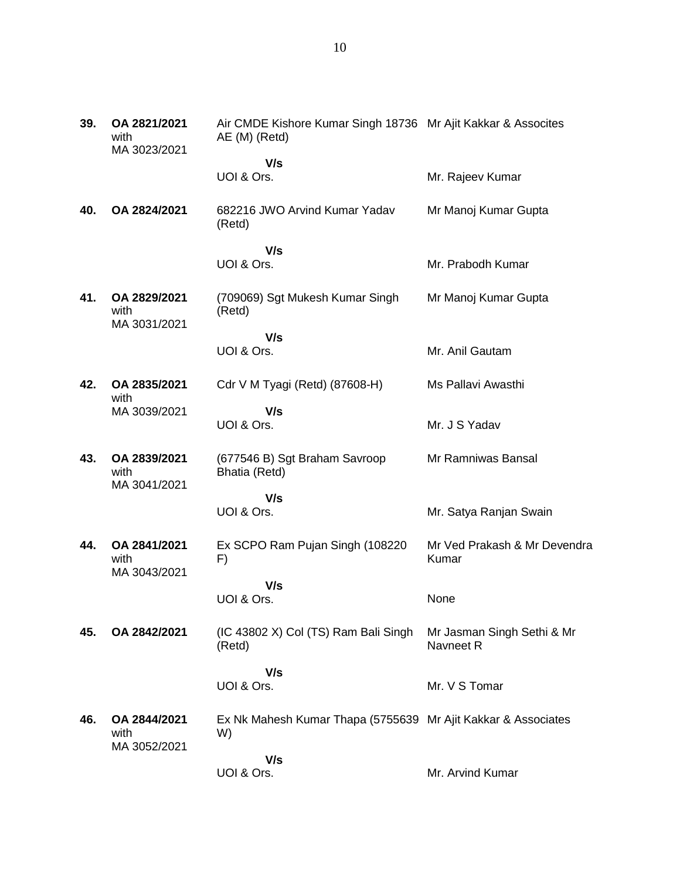| | | | |
|---|---|---|---|
| **39.** | **OA 2821/2021** with MA 3023/2021 | Air CMDE Kishore Kumar Singh 18736 AE (M) (Retd) | Mr Ajit Kakkar & Assocites |
| | | **V/s** | |
| | | UOI & Ors. | Mr. Rajeev Kumar |
| **40.** | **OA 2824/2021** | 682216 JWO Arvind Kumar Yadav (Retd) | Mr Manoj Kumar Gupta |
| | | **V/s** | |
| | | UOI & Ors. | Mr. Prabodh Kumar |
| **41.** | **OA 2829/2021** with MA 3031/2021 | (709069) Sgt Mukesh Kumar Singh (Retd) | Mr Manoj Kumar Gupta |
| | | **V/s** | |
| | | UOI & Ors. | Mr. Anil Gautam |
| **42.** | **OA 2835/2021** with MA 3039/2021 | Cdr V M Tyagi (Retd) (87608-H) | Ms Pallavi Awasthi |
| | | **V/s** | |
| | | UOI & Ors. | Mr. J S Yadav |
| **43.** | **OA 2839/2021** with MA 3041/2021 | (677546 B) Sgt Braham Savroop Bhatia (Retd) | Mr Ramniwas Bansal |
| | | **V/s** | |
| | | UOI & Ors. | Mr. Satya Ranjan Swain |
| **44.** | **OA 2841/2021** with MA 3043/2021 | Ex SCPO Ram Pujan Singh (108220 F) | Mr Ved Prakash & Mr Devendra Kumar |
| | | **V/s** | |
| | | UOI & Ors. | None |
| **45.** | **OA 2842/2021** | (IC 43802 X) Col (TS) Ram Bali Singh (Retd) | Mr Jasman Singh Sethi & Mr Navneet R |
| | | **V/s** | |
| | | UOI & Ors. | Mr. V S Tomar |
| **46.** | **OA 2844/2021** with MA 3052/2021 | Ex Nk Mahesh Kumar Thapa (5755639 W) | Mr Ajit Kakkar & Associates |
| | | **V/s** | |
| | | UOI & Ors. | Mr. Arvind Kumar |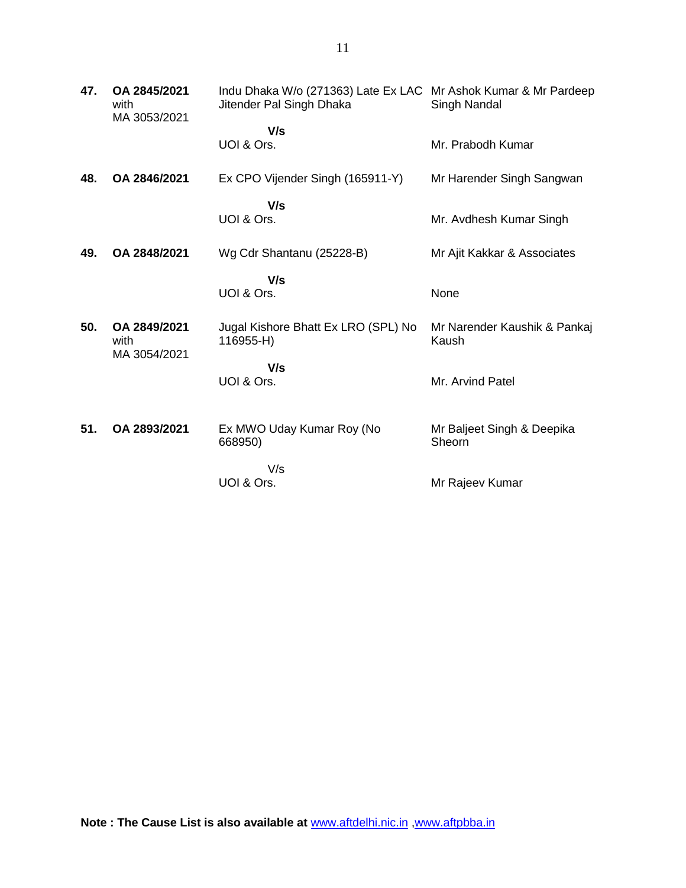| | | | |
|---|---|---|---|
| **47.** | **OA 2845/2021** with MA 3053/2021 | Indu Dhaka W/o (271363) Late Ex LAC Jitender Pal Singh Dhaka<br>**V/s**<br>UOI & Ors. | Mr Ashok Kumar & Mr Pardeep Singh Nandal<br><br>Mr. Prabodh Kumar |
| **48.** | **OA 2846/2021** | Ex CPO Vijender Singh (165911-Y)<br>**V/s**<br>UOI & Ors. | Mr Harender Singh Sangwan<br><br>Mr. Avdhesh Kumar Singh |
| **49.** | **OA 2848/2021** | Wg Cdr Shantanu (25228-B)<br>**V/s**<br>UOI & Ors. | Mr Ajit Kakkar & Associates<br><br>None |
| **50.** | **OA 2849/2021** with MA 3054/2021 | Jugal Kishore Bhatt Ex LRO (SPL) No 116955-H)<br>**V/s**<br>UOI & Ors. | Mr Narender Kaushik & Pankaj Kaush<br><br>Mr. Arvind Patel |
| **51.** | **OA 2893/2021** | Ex MWO Uday Kumar Roy (No 668950)<br>V/s<br>UOI & Ors. | Mr Baljeet Singh & Deepika Sheorn<br><br>Mr Rajeev Kumar |

**Note : The Cause List is also available at** www.aftdelhi.nic.in ,www.aftpbba.in